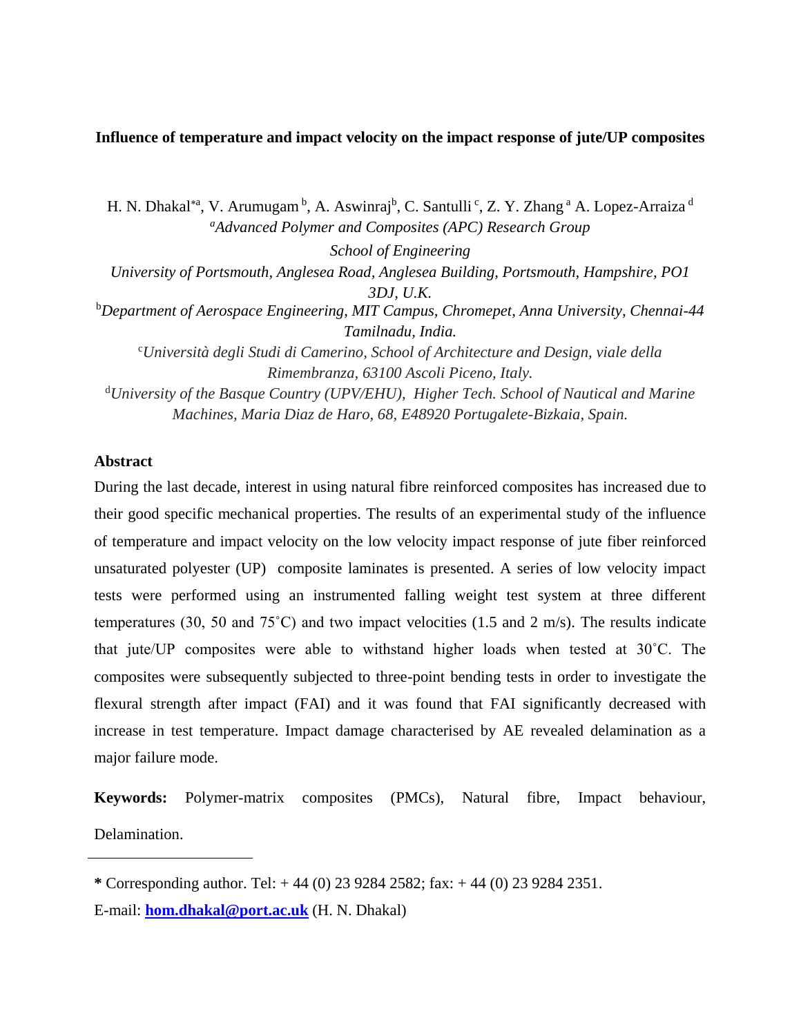# Influence of temperature and impact velocity on the impact response of jute/UP composites

H. N. Dhakal*[a], V. Arumugam[b], A. Aswinraj[b], C. Santulli[c], Z. Y. Zhang[a] A. Lopez-Arraiza[d]

[a]*Advanced Polymer and Composites (APC) Research Group*

*School of Engineering*

*University of Portsmouth, Anglesea Road, Anglesea Building, Portsmouth, Hampshire, PO1 3DJ, U.K.*

[b]*Department of Aerospace Engineering, MIT Campus, Chromepet, Anna University, Chennai-44 Tamilnadu, India.*

[c]*Università degli Studi di Camerino, School of Architecture and Design, viale della Rimembranza, 63100 Ascoli Piceno, Italy.*

[d]*University of the Basque Country (UPV/EHU), Higher Tech. School of Nautical and Marine Machines, Maria Diaz de Haro, 68, E48920 Portugalete-Bizkaia, Spain.*

## Abstract

During the last decade, interest in using natural fibre reinforced composites has increased due to their good specific mechanical properties. The results of an experimental study of the influence of temperature and impact velocity on the low velocity impact response of jute fiber reinforced unsaturated polyester (UP) composite laminates is presented. A series of low velocity impact tests were performed using an instrumented falling weight test system at three different temperatures (30, 50 and 75˚C) and two impact velocities (1.5 and 2 m/s). The results indicate that jute/UP composites were able to withstand higher loads when tested at 30˚C. The composites were subsequently subjected to three-point bending tests in order to investigate the flexural strength after impact (FAI) and it was found that FAI significantly decreased with increase in test temperature. Impact damage characterised by AE revealed delamination as a major failure mode.

**Keywords:** Polymer-matrix composites (PMCs), Natural fibre, Impact behaviour, Delamination.

---

**\*** Corresponding author. Tel: + 44 (0) 23 9284 2582; fax: + 44 (0) 23 9284 2351.

E-mail: **hom.dhakal@port.ac.uk** (H. N. Dhakal)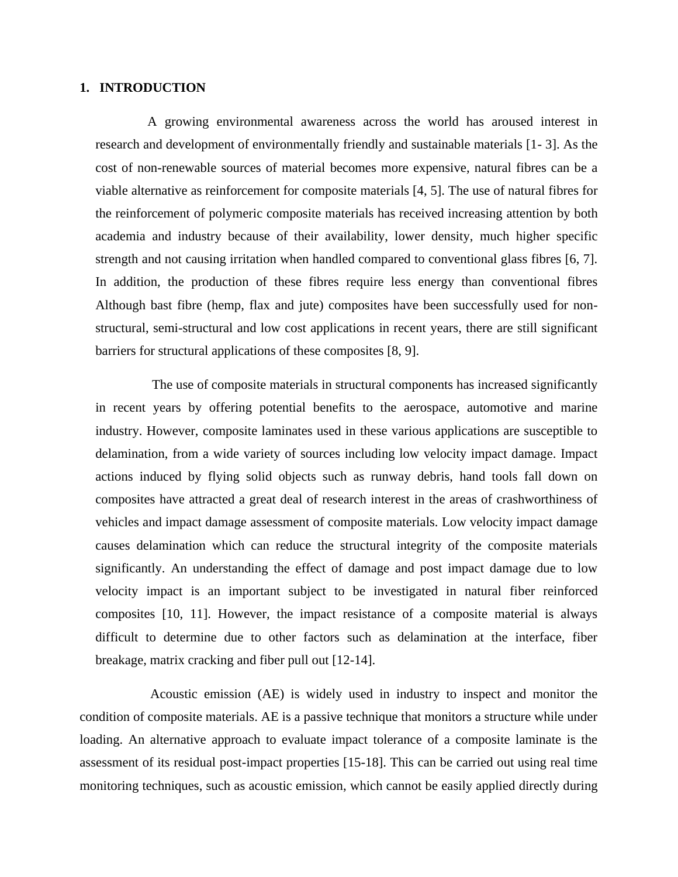# 1. INTRODUCTION

A growing environmental awareness across the world has aroused interest in research and development of environmentally friendly and sustainable materials [1- 3]. As the cost of non-renewable sources of material becomes more expensive, natural fibres can be a viable alternative as reinforcement for composite materials [4, 5]. The use of natural fibres for the reinforcement of polymeric composite materials has received increasing attention by both academia and industry because of their availability, lower density, much higher specific strength and not causing irritation when handled compared to conventional glass fibres [6, 7]. In addition, the production of these fibres require less energy than conventional fibres Although bast fibre (hemp, flax and jute) composites have been successfully used for non-structural, semi-structural and low cost applications in recent years, there are still significant barriers for structural applications of these composites [8, 9].

The use of composite materials in structural components has increased significantly in recent years by offering potential benefits to the aerospace, automotive and marine industry. However, composite laminates used in these various applications are susceptible to delamination, from a wide variety of sources including low velocity impact damage. Impact actions induced by flying solid objects such as runway debris, hand tools fall down on composites have attracted a great deal of research interest in the areas of crashworthiness of vehicles and impact damage assessment of composite materials. Low velocity impact damage causes delamination which can reduce the structural integrity of the composite materials significantly. An understanding the effect of damage and post impact damage due to low velocity impact is an important subject to be investigated in natural fiber reinforced composites [10, 11]. However, the impact resistance of a composite material is always difficult to determine due to other factors such as delamination at the interface, fiber breakage, matrix cracking and fiber pull out [12-14].

Acoustic emission (AE) is widely used in industry to inspect and monitor the condition of composite materials. AE is a passive technique that monitors a structure while under loading. An alternative approach to evaluate impact tolerance of a composite laminate is the assessment of its residual post-impact properties [15-18]. This can be carried out using real time monitoring techniques, such as acoustic emission, which cannot be easily applied directly during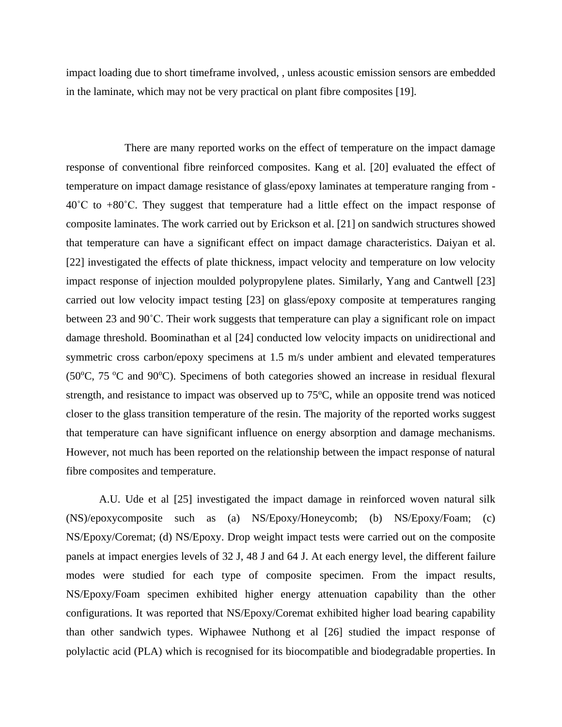impact loading due to short timeframe involved, , unless acoustic emission sensors are embedded in the laminate, which may not be very practical on plant fibre composites [19].

There are many reported works on the effect of temperature on the impact damage response of conventional fibre reinforced composites. Kang et al. [20] evaluated the effect of temperature on impact damage resistance of glass/epoxy laminates at temperature ranging from -40˚C to +80˚C. They suggest that temperature had a little effect on the impact response of composite laminates. The work carried out by Erickson et al. [21] on sandwich structures showed that temperature can have a significant effect on impact damage characteristics. Daiyan et al. [22] investigated the effects of plate thickness, impact velocity and temperature on low velocity impact response of injection moulded polypropylene plates. Similarly, Yang and Cantwell [23] carried out low velocity impact testing [23] on glass/epoxy composite at temperatures ranging between 23 and 90˚C. Their work suggests that temperature can play a significant role on impact damage threshold. Boominathan et al [24] conducted low velocity impacts on unidirectional and symmetric cross carbon/epoxy specimens at 1.5 m/s under ambient and elevated temperatures (50$^{o}$C, 75 $^{o}$C and 90$^{o}$C). Specimens of both categories showed an increase in residual flexural strength, and resistance to impact was observed up to 75$^{o}$C, while an opposite trend was noticed closer to the glass transition temperature of the resin. The majority of the reported works suggest that temperature can have significant influence on energy absorption and damage mechanisms. However, not much has been reported on the relationship between the impact response of natural fibre composites and temperature.

A.U. Ude et al [25] investigated the impact damage in reinforced woven natural silk (NS)/epoxycomposite such as (a) NS/Epoxy/Honeycomb; (b) NS/Epoxy/Foam; (c) NS/Epoxy/Coremat; (d) NS/Epoxy. Drop weight impact tests were carried out on the composite panels at impact energies levels of 32 J, 48 J and 64 J. At each energy level, the different failure modes were studied for each type of composite specimen. From the impact results, NS/Epoxy/Foam specimen exhibited higher energy attenuation capability than the other configurations. It was reported that NS/Epoxy/Coremat exhibited higher load bearing capability than other sandwich types. Wiphawee Nuthong et al [26] studied the impact response of polylactic acid (PLA) which is recognised for its biocompatible and biodegradable properties. In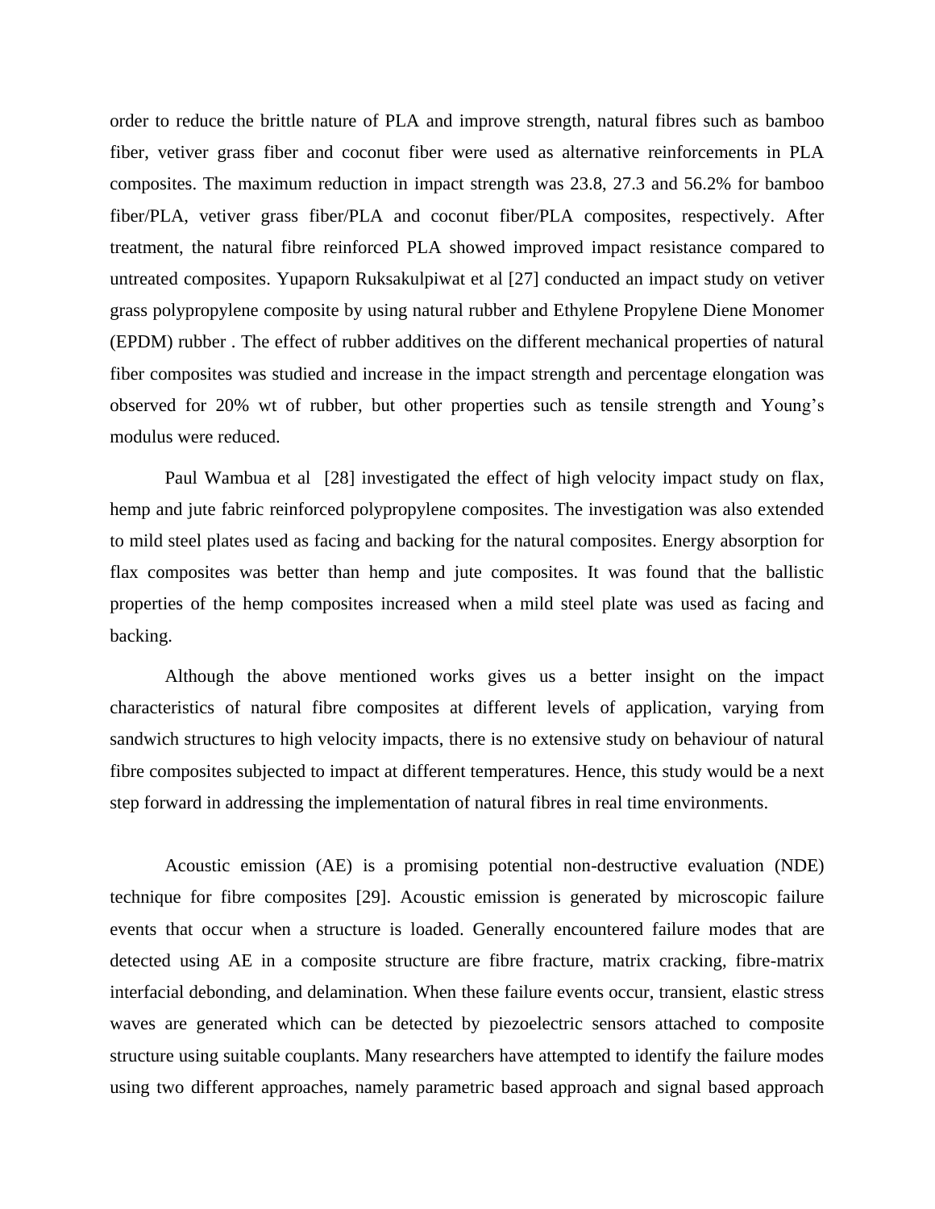order to reduce the brittle nature of PLA and improve strength, natural fibres such as bamboo fiber, vetiver grass fiber and coconut fiber were used as alternative reinforcements in PLA composites. The maximum reduction in impact strength was 23.8, 27.3 and 56.2% for bamboo fiber/PLA, vetiver grass fiber/PLA and coconut fiber/PLA composites, respectively. After treatment, the natural fibre reinforced PLA showed improved impact resistance compared to untreated composites. Yupaporn Ruksakulpiwat et al [27] conducted an impact study on vetiver grass polypropylene composite by using natural rubber and Ethylene Propylene Diene Monomer (EPDM) rubber . The effect of rubber additives on the different mechanical properties of natural fiber composites was studied and increase in the impact strength and percentage elongation was observed for 20% wt of rubber, but other properties such as tensile strength and Young's modulus were reduced.

Paul Wambua et al [28] investigated the effect of high velocity impact study on flax, hemp and jute fabric reinforced polypropylene composites. The investigation was also extended to mild steel plates used as facing and backing for the natural composites. Energy absorption for flax composites was better than hemp and jute composites. It was found that the ballistic properties of the hemp composites increased when a mild steel plate was used as facing and backing.

Although the above mentioned works gives us a better insight on the impact characteristics of natural fibre composites at different levels of application, varying from sandwich structures to high velocity impacts, there is no extensive study on behaviour of natural fibre composites subjected to impact at different temperatures. Hence, this study would be a next step forward in addressing the implementation of natural fibres in real time environments.

Acoustic emission (AE) is a promising potential non-destructive evaluation (NDE) technique for fibre composites [29]. Acoustic emission is generated by microscopic failure events that occur when a structure is loaded. Generally encountered failure modes that are detected using AE in a composite structure are fibre fracture, matrix cracking, fibre-matrix interfacial debonding, and delamination. When these failure events occur, transient, elastic stress waves are generated which can be detected by piezoelectric sensors attached to composite structure using suitable couplants. Many researchers have attempted to identify the failure modes using two different approaches, namely parametric based approach and signal based approach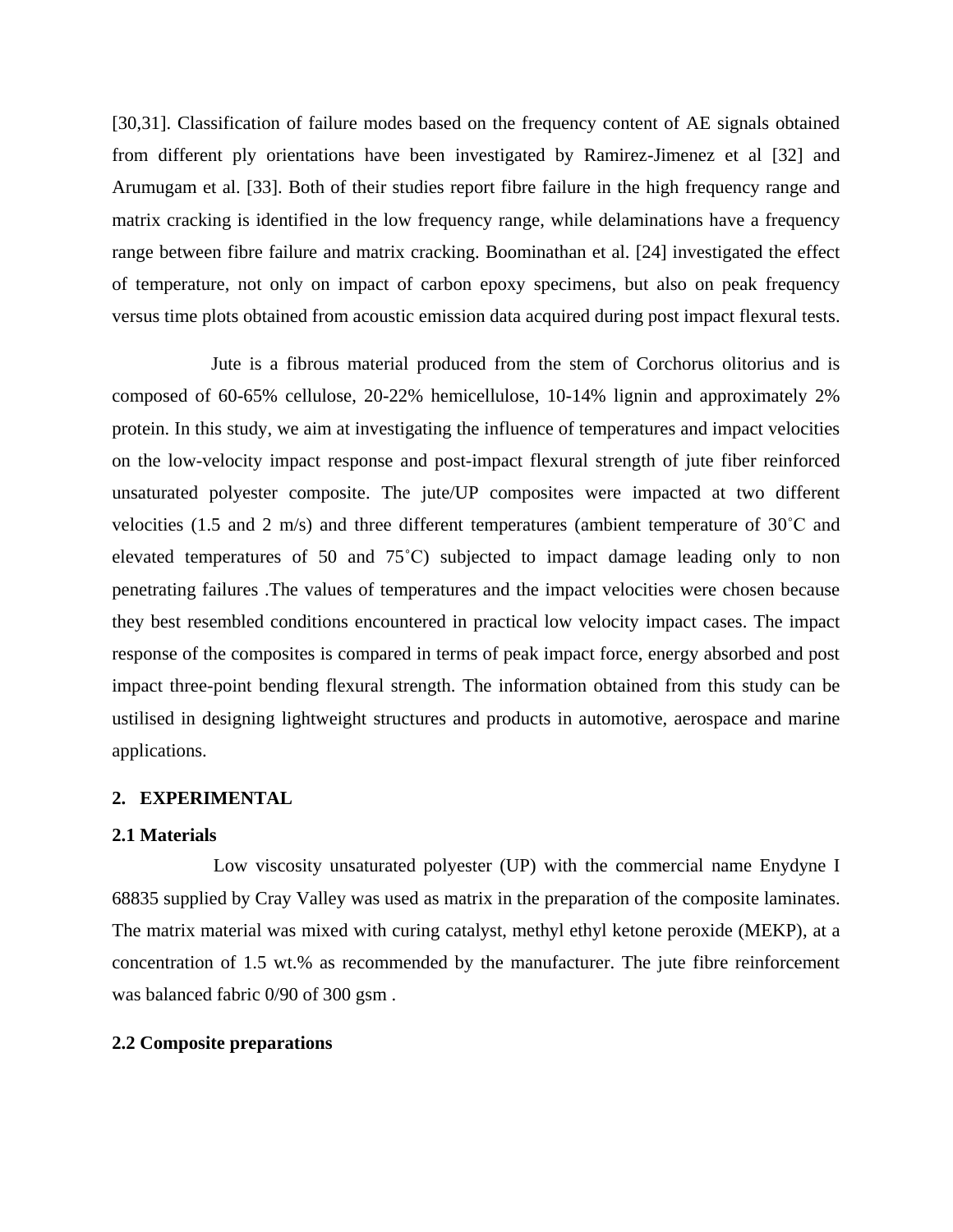[30,31]. Classification of failure modes based on the frequency content of AE signals obtained from different ply orientations have been investigated by Ramirez-Jimenez et al [32] and Arumugam et al. [33]. Both of their studies report fibre failure in the high frequency range and matrix cracking is identified in the low frequency range, while delaminations have a frequency range between fibre failure and matrix cracking. Boominathan et al. [24] investigated the effect of temperature, not only on impact of carbon epoxy specimens, but also on peak frequency versus time plots obtained from acoustic emission data acquired during post impact flexural tests.

Jute is a fibrous material produced from the stem of Corchorus olitorius and is composed of 60-65% cellulose, 20-22% hemicellulose, 10-14% lignin and approximately 2% protein. In this study, we aim at investigating the influence of temperatures and impact velocities on the low-velocity impact response and post-impact flexural strength of jute fiber reinforced unsaturated polyester composite. The jute/UP composites were impacted at two different velocities (1.5 and 2 m/s) and three different temperatures (ambient temperature of 30˚C and elevated temperatures of 50 and 75˚C) subjected to impact damage leading only to non penetrating failures .The values of temperatures and the impact velocities were chosen because they best resembled conditions encountered in practical low velocity impact cases. The impact response of the composites is compared in terms of peak impact force, energy absorbed and post impact three-point bending flexural strength. The information obtained from this study can be ustilised in designing lightweight structures and products in automotive, aerospace and marine applications.

## 2. EXPERIMENTAL

### 2.1 Materials

Low viscosity unsaturated polyester (UP) with the commercial name Enydyne I 68835 supplied by Cray Valley was used as matrix in the preparation of the composite laminates. The matrix material was mixed with curing catalyst, methyl ethyl ketone peroxide (MEKP), at a concentration of 1.5 wt.% as recommended by the manufacturer. The jute fibre reinforcement was balanced fabric 0/90 of 300 gsm .

### 2.2 Composite preparations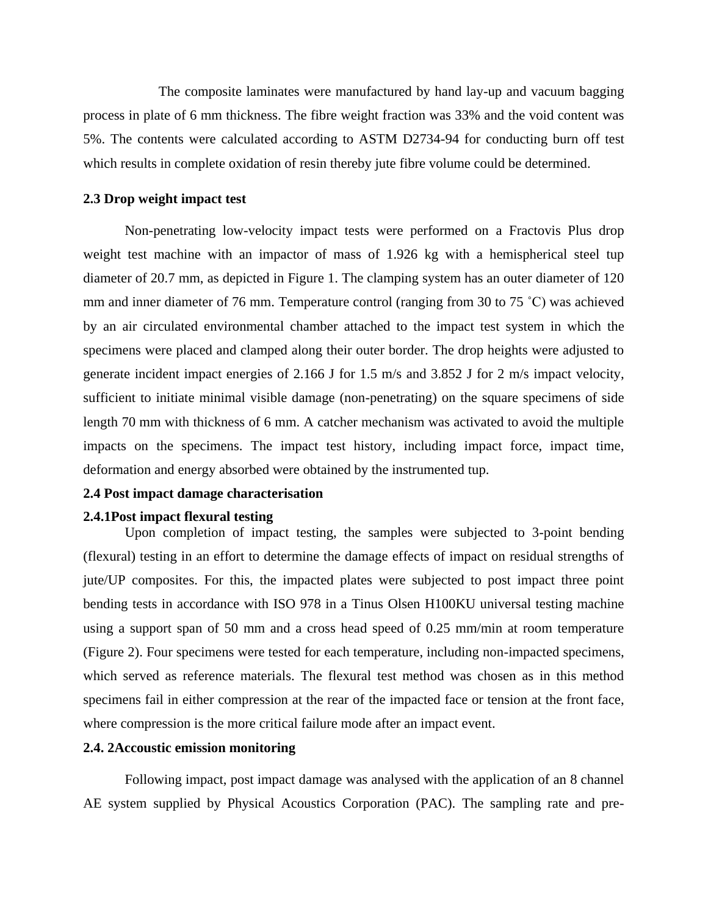The composite laminates were manufactured by hand lay-up and vacuum bagging process in plate of 6 mm thickness. The fibre weight fraction was 33% and the void content was 5%. The contents were calculated according to ASTM D2734-94 for conducting burn off test which results in complete oxidation of resin thereby jute fibre volume could be determined.

### 2.3 Drop weight impact test

Non-penetrating low-velocity impact tests were performed on a Fractovis Plus drop weight test machine with an impactor of mass of 1.926 kg with a hemispherical steel tup diameter of 20.7 mm, as depicted in Figure 1. The clamping system has an outer diameter of 120 mm and inner diameter of 76 mm. Temperature control (ranging from 30 to 75 ˚C) was achieved by an air circulated environmental chamber attached to the impact test system in which the specimens were placed and clamped along their outer border. The drop heights were adjusted to generate incident impact energies of 2.166 J for 1.5 m/s and 3.852 J for 2 m/s impact velocity, sufficient to initiate minimal visible damage (non-penetrating) on the square specimens of side length 70 mm with thickness of 6 mm. A catcher mechanism was activated to avoid the multiple impacts on the specimens. The impact test history, including impact force, impact time, deformation and energy absorbed were obtained by the instrumented tup.

### 2.4 Post impact damage characterisation

#### 2.4.1Post impact flexural testing

Upon completion of impact testing, the samples were subjected to 3-point bending (flexural) testing in an effort to determine the damage effects of impact on residual strengths of jute/UP composites. For this, the impacted plates were subjected to post impact three point bending tests in accordance with ISO 978 in a Tinus Olsen H100KU universal testing machine using a support span of 50 mm and a cross head speed of 0.25 mm/min at room temperature (Figure 2). Four specimens were tested for each temperature, including non-impacted specimens, which served as reference materials. The flexural test method was chosen as in this method specimens fail in either compression at the rear of the impacted face or tension at the front face, where compression is the more critical failure mode after an impact event.

#### 2.4. 2Accoustic emission monitoring

Following impact, post impact damage was analysed with the application of an 8 channel AE system supplied by Physical Acoustics Corporation (PAC). The sampling rate and pre-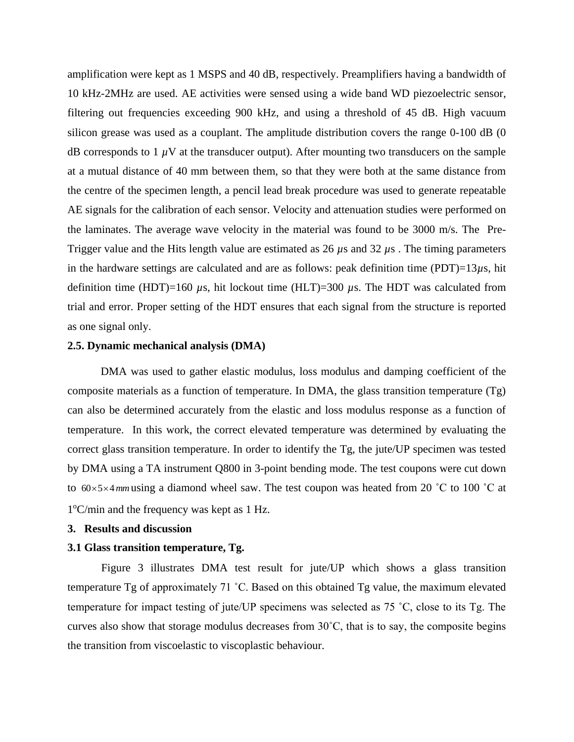amplification were kept as 1 MSPS and 40 dB, respectively. Preamplifiers having a bandwidth of 10 kHz-2MHz are used. AE activities were sensed using a wide band WD piezoelectric sensor, filtering out frequencies exceeding 900 kHz, and using a threshold of 45 dB. High vacuum silicon grease was used as a couplant. The amplitude distribution covers the range 0-100 dB (0 dB corresponds to 1 $\mu$V at the transducer output). After mounting two transducers on the sample at a mutual distance of 40 mm between them, so that they were both at the same distance from the centre of the specimen length, a pencil lead break procedure was used to generate repeatable AE signals for the calibration of each sensor. Velocity and attenuation studies were performed on the laminates. The average wave velocity in the material was found to be 3000 m/s. The Pre-Trigger value and the Hits length value are estimated as 26 $\mu$s and 32 $\mu$s . The timing parameters in the hardware settings are calculated and are as follows: peak definition time (PDT)=13$\mu$s, hit definition time (HDT)=160 $\mu$s, hit lockout time (HLT)=300 $\mu$s. The HDT was calculated from trial and error. Proper setting of the HDT ensures that each signal from the structure is reported as one signal only.

### 2.5. Dynamic mechanical analysis (DMA)

DMA was used to gather elastic modulus, loss modulus and damping coefficient of the composite materials as a function of temperature. In DMA, the glass transition temperature (Tg) can also be determined accurately from the elastic and loss modulus response as a function of temperature. In this work, the correct elevated temperature was determined by evaluating the correct glass transition temperature. In order to identify the Tg, the jute/UP specimen was tested by DMA using a TA instrument Q800 in 3-point bending mode. The test coupons were cut down to $60 \times 5 \times 4\,mm$ using a diamond wheel saw. The test coupon was heated from 20 ˚C to 100 ˚C at 1$^{o}$C/min and the frequency was kept as 1 Hz.

## 3. Results and discussion

### 3.1 Glass transition temperature, Tg.

Figure 3 illustrates DMA test result for jute/UP which shows a glass transition temperature Tg of approximately 71 ˚C. Based on this obtained Tg value, the maximum elevated temperature for impact testing of jute/UP specimens was selected as 75 ˚C, close to its Tg. The curves also show that storage modulus decreases from 30˚C, that is to say, the composite begins the transition from viscoelastic to viscoplastic behaviour.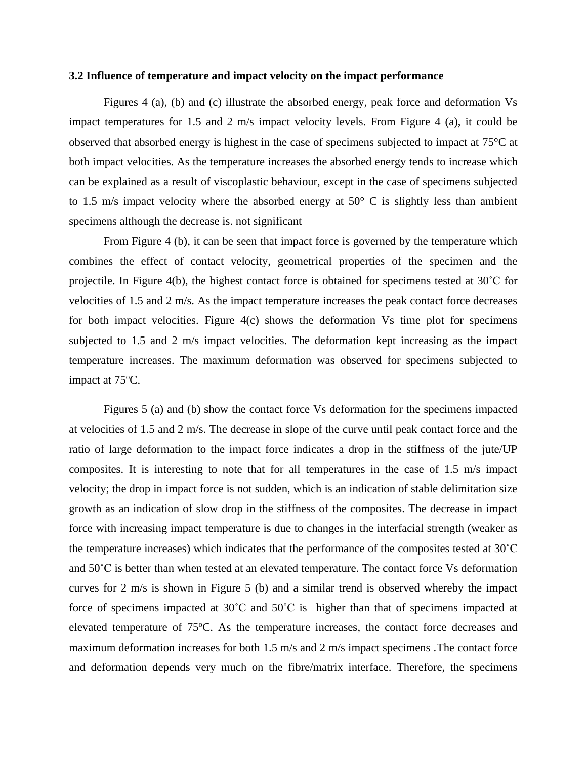### 3.2 Influence of temperature and impact velocity on the impact performance

Figures 4 (a), (b) and (c) illustrate the absorbed energy, peak force and deformation Vs impact temperatures for 1.5 and 2 m/s impact velocity levels. From Figure 4 (a), it could be observed that absorbed energy is highest in the case of specimens subjected to impact at 75°C at both impact velocities. As the temperature increases the absorbed energy tends to increase which can be explained as a result of viscoplastic behaviour, except in the case of specimens subjected to 1.5 m/s impact velocity where the absorbed energy at 50° C is slightly less than ambient specimens although the decrease is. not significant

From Figure 4 (b), it can be seen that impact force is governed by the temperature which combines the effect of contact velocity, geometrical properties of the specimen and the projectile. In Figure 4(b), the highest contact force is obtained for specimens tested at 30˚C for velocities of 1.5 and 2 m/s. As the impact temperature increases the peak contact force decreases for both impact velocities. Figure 4(c) shows the deformation Vs time plot for specimens subjected to 1.5 and 2 m/s impact velocities. The deformation kept increasing as the impact temperature increases. The maximum deformation was observed for specimens subjected to impact at 75ºC.

Figures 5 (a) and (b) show the contact force Vs deformation for the specimens impacted at velocities of 1.5 and 2 m/s. The decrease in slope of the curve until peak contact force and the ratio of large deformation to the impact force indicates a drop in the stiffness of the jute/UP composites. It is interesting to note that for all temperatures in the case of 1.5 m/s impact velocity; the drop in impact force is not sudden, which is an indication of stable delimitation size growth as an indication of slow drop in the stiffness of the composites. The decrease in impact force with increasing impact temperature is due to changes in the interfacial strength (weaker as the temperature increases) which indicates that the performance of the composites tested at 30˚C and 50˚C is better than when tested at an elevated temperature. The contact force Vs deformation curves for 2 m/s is shown in Figure 5 (b) and a similar trend is observed whereby the impact force of specimens impacted at 30˚C and 50˚C is higher than that of specimens impacted at elevated temperature of 75ºC. As the temperature increases, the contact force decreases and maximum deformation increases for both 1.5 m/s and 2 m/s impact specimens .The contact force and deformation depends very much on the fibre/matrix interface. Therefore, the specimens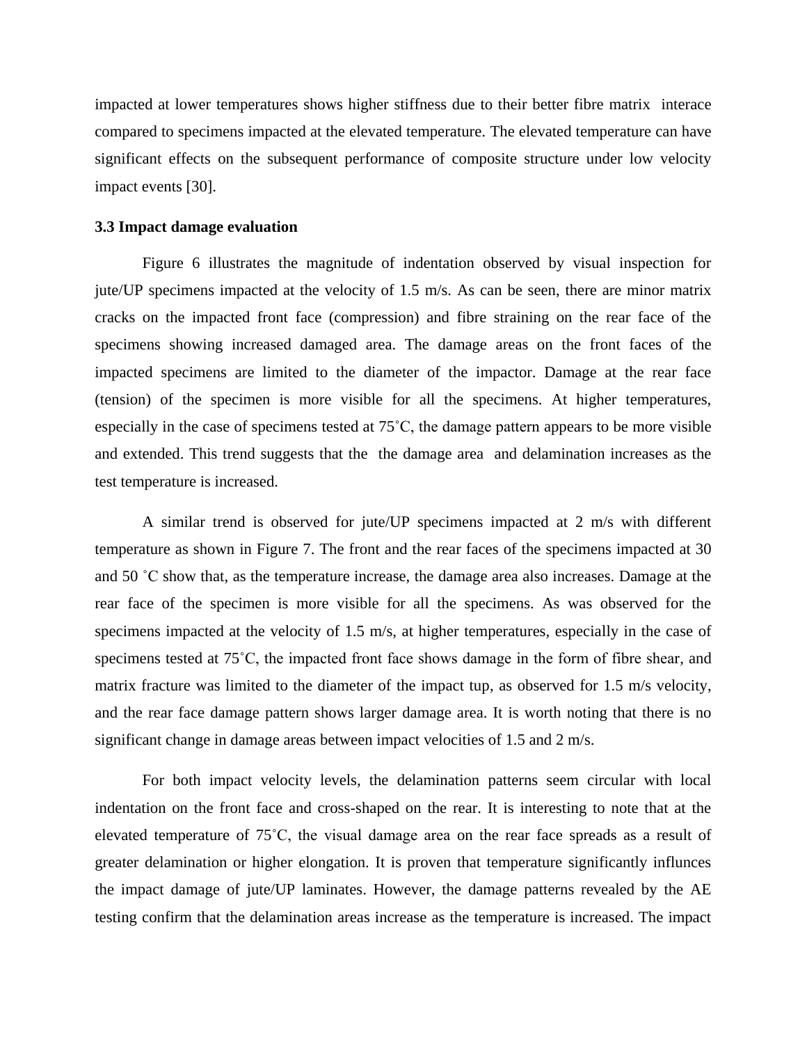impacted at lower temperatures shows higher stiffness due to their better fibre matrix interace compared to specimens impacted at the elevated temperature. The elevated temperature can have significant effects on the subsequent performance of composite structure under low velocity impact events [30].

### 3.3 Impact damage evaluation

Figure 6 illustrates the magnitude of indentation observed by visual inspection for jute/UP specimens impacted at the velocity of 1.5 m/s. As can be seen, there are minor matrix cracks on the impacted front face (compression) and fibre straining on the rear face of the specimens showing increased damaged area. The damage areas on the front faces of the impacted specimens are limited to the diameter of the impactor. Damage at the rear face (tension) of the specimen is more visible for all the specimens. At higher temperatures, especially in the case of specimens tested at 75˚C, the damage pattern appears to be more visible and extended. This trend suggests that the the damage area and delamination increases as the test temperature is increased.

A similar trend is observed for jute/UP specimens impacted at 2 m/s with different temperature as shown in Figure 7. The front and the rear faces of the specimens impacted at 30 and 50 ˚C show that, as the temperature increase, the damage area also increases. Damage at the rear face of the specimen is more visible for all the specimens. As was observed for the specimens impacted at the velocity of 1.5 m/s, at higher temperatures, especially in the case of specimens tested at 75˚C, the impacted front face shows damage in the form of fibre shear, and matrix fracture was limited to the diameter of the impact tup, as observed for 1.5 m/s velocity, and the rear face damage pattern shows larger damage area. It is worth noting that there is no significant change in damage areas between impact velocities of 1.5 and 2 m/s.

For both impact velocity levels, the delamination patterns seem circular with local indentation on the front face and cross-shaped on the rear. It is interesting to note that at the elevated temperature of 75˚C, the visual damage area on the rear face spreads as a result of greater delamination or higher elongation. It is proven that temperature significantly influnces the impact damage of jute/UP laminates. However, the damage patterns revealed by the AE testing confirm that the delamination areas increase as the temperature is increased. The impact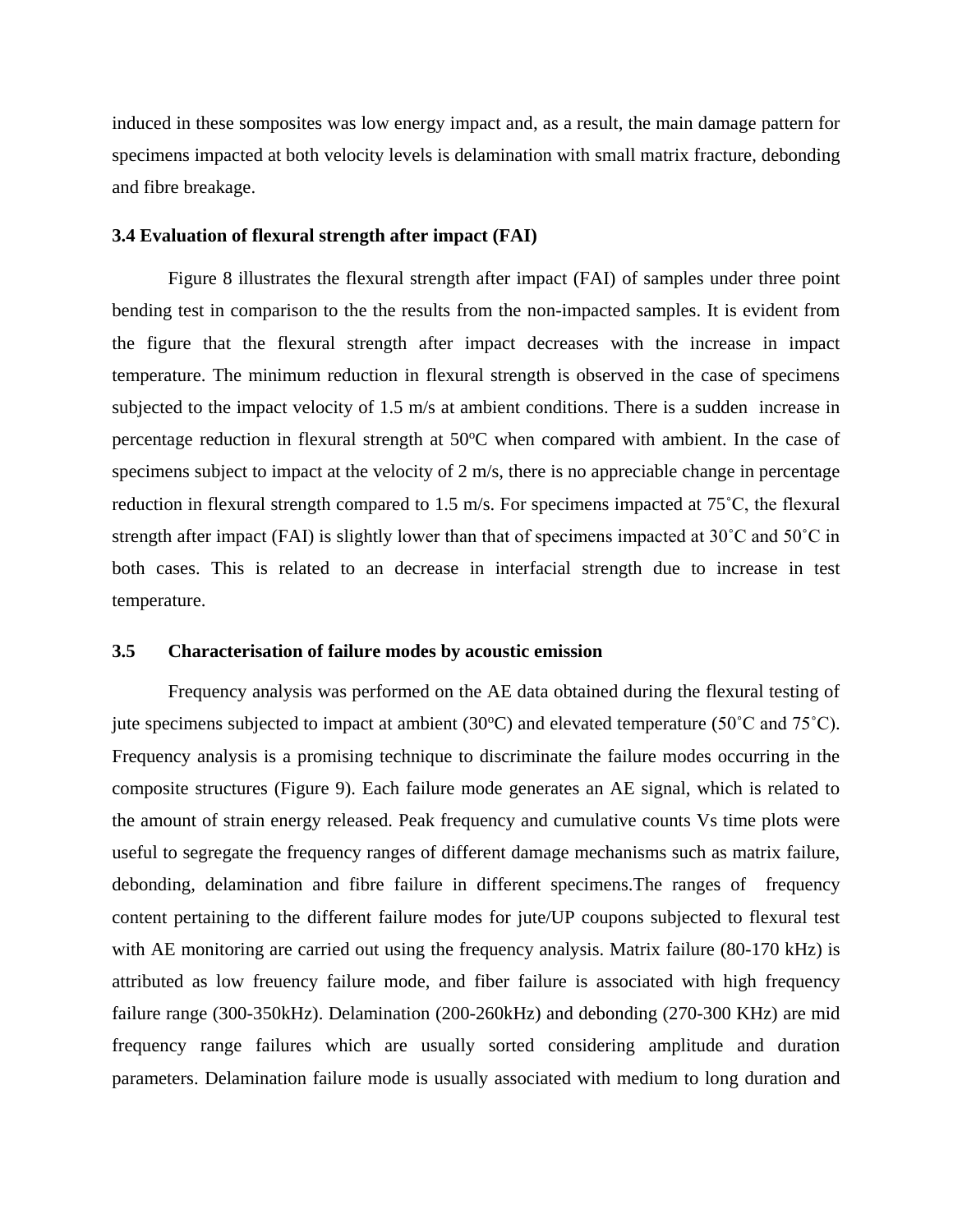induced in these somposites was low energy impact and, as a result, the main damage pattern for specimens impacted at both velocity levels is delamination with small matrix fracture, debonding and fibre breakage.

### 3.4 Evaluation of flexural strength after impact (FAI)

Figure 8 illustrates the flexural strength after impact (FAI) of samples under three point bending test in comparison to the the results from the non-impacted samples. It is evident from the figure that the flexural strength after impact decreases with the increase in impact temperature. The minimum reduction in flexural strength is observed in the case of specimens subjected to the impact velocity of 1.5 m/s at ambient conditions. There is a sudden increase in percentage reduction in flexural strength at 50ºC when compared with ambient. In the case of specimens subject to impact at the velocity of 2 m/s, there is no appreciable change in percentage reduction in flexural strength compared to 1.5 m/s. For specimens impacted at 75˚C, the flexural strength after impact (FAI) is slightly lower than that of specimens impacted at 30˚C and 50˚C in both cases. This is related to an decrease in interfacial strength due to increase in test temperature.

### 3.5 Characterisation of failure modes by acoustic emission

Frequency analysis was performed on the AE data obtained during the flexural testing of jute specimens subjected to impact at ambient (30ºC) and elevated temperature (50˚C and 75˚C). Frequency analysis is a promising technique to discriminate the failure modes occurring in the composite structures (Figure 9). Each failure mode generates an AE signal, which is related to the amount of strain energy released. Peak frequency and cumulative counts Vs time plots were useful to segregate the frequency ranges of different damage mechanisms such as matrix failure, debonding, delamination and fibre failure in different specimens.The ranges of frequency content pertaining to the different failure modes for jute/UP coupons subjected to flexural test with AE monitoring are carried out using the frequency analysis. Matrix failure (80-170 kHz) is attributed as low freuency failure mode, and fiber failure is associated with high frequency failure range (300-350kHz). Delamination (200-260kHz) and debonding (270-300 KHz) are mid frequency range failures which are usually sorted considering amplitude and duration parameters. Delamination failure mode is usually associated with medium to long duration and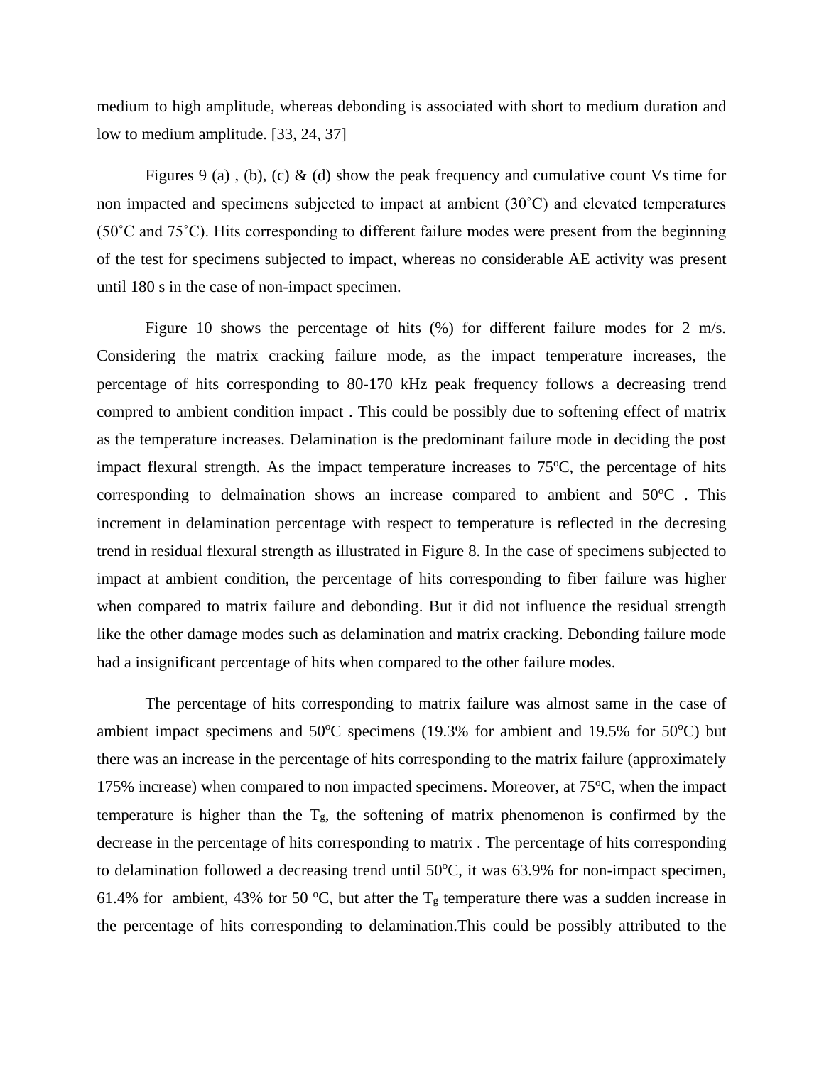medium to high amplitude, whereas debonding is associated with short to medium duration and low to medium amplitude. [33, 24, 37]

Figures 9 (a) , (b), (c) & (d) show the peak frequency and cumulative count Vs time for non impacted and specimens subjected to impact at ambient (30˚C) and elevated temperatures (50˚C and 75˚C). Hits corresponding to different failure modes were present from the beginning of the test for specimens subjected to impact, whereas no considerable AE activity was present until 180 s in the case of non-impact specimen.

Figure 10 shows the percentage of hits (%) for different failure modes for 2 m/s. Considering the matrix cracking failure mode, as the impact temperature increases, the percentage of hits corresponding to 80-170 kHz peak frequency follows a decreasing trend compred to ambient condition impact . This could be possibly due to softening effect of matrix as the temperature increases. Delamination is the predominant failure mode in deciding the post impact flexural strength. As the impact temperature increases to 75ºC, the percentage of hits corresponding to delmaination shows an increase compared to ambient and 50ºC . This increment in delamination percentage with respect to temperature is reflected in the decresing trend in residual flexural strength as illustrated in Figure 8. In the case of specimens subjected to impact at ambient condition, the percentage of hits corresponding to fiber failure was higher when compared to matrix failure and debonding. But it did not influence the residual strength like the other damage modes such as delamination and matrix cracking. Debonding failure mode had a insignificant percentage of hits when compared to the other failure modes.

The percentage of hits corresponding to matrix failure was almost same in the case of ambient impact specimens and 50ºC specimens (19.3% for ambient and 19.5% for 50ºC) but there was an increase in the percentage of hits corresponding to the matrix failure (approximately 175% increase) when compared to non impacted specimens. Moreover, at 75ºC, when the impact temperature is higher than the $T_g$, the softening of matrix phenomenon is confirmed by the decrease in the percentage of hits corresponding to matrix . The percentage of hits corresponding to delamination followed a decreasing trend until 50ºC, it was 63.9% for non-impact specimen, 61.4% for ambient, 43% for 50 ºC, but after the $T_g$ temperature there was a sudden increase in the percentage of hits corresponding to delamination.This could be possibly attributed to the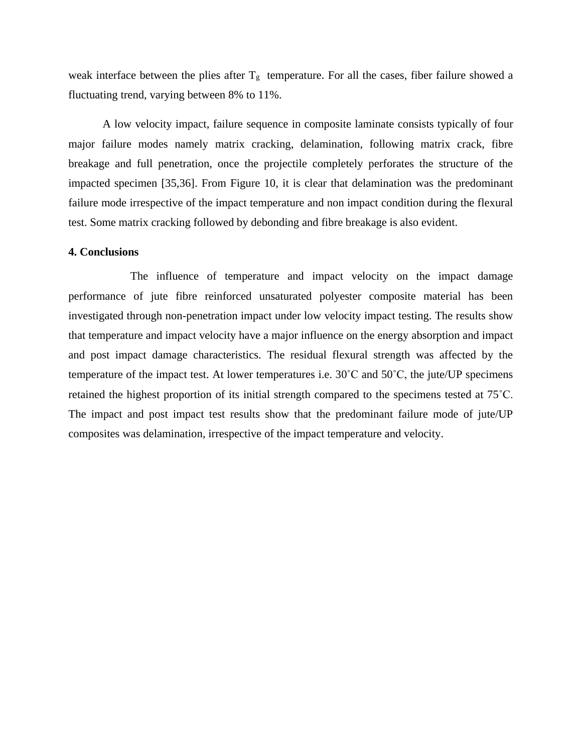weak interface between the plies after $T_g$ temperature. For all the cases, fiber failure showed a fluctuating trend, varying between 8% to 11%.

A low velocity impact, failure sequence in composite laminate consists typically of four major failure modes namely matrix cracking, delamination, following matrix crack, fibre breakage and full penetration, once the projectile completely perforates the structure of the impacted specimen [35,36]. From Figure 10, it is clear that delamination was the predominant failure mode irrespective of the impact temperature and non impact condition during the flexural test. Some matrix cracking followed by debonding and fibre breakage is also evident.

**4. Conclusions**

The influence of temperature and impact velocity on the impact damage performance of jute fibre reinforced unsaturated polyester composite material has been investigated through non-penetration impact under low velocity impact testing. The results show that temperature and impact velocity have a major influence on the energy absorption and impact and post impact damage characteristics. The residual flexural strength was affected by the temperature of the impact test. At lower temperatures i.e. 30˚C and 50˚C, the jute/UP specimens retained the highest proportion of its initial strength compared to the specimens tested at 75˚C. The impact and post impact test results show that the predominant failure mode of jute/UP composites was delamination, irrespective of the impact temperature and velocity.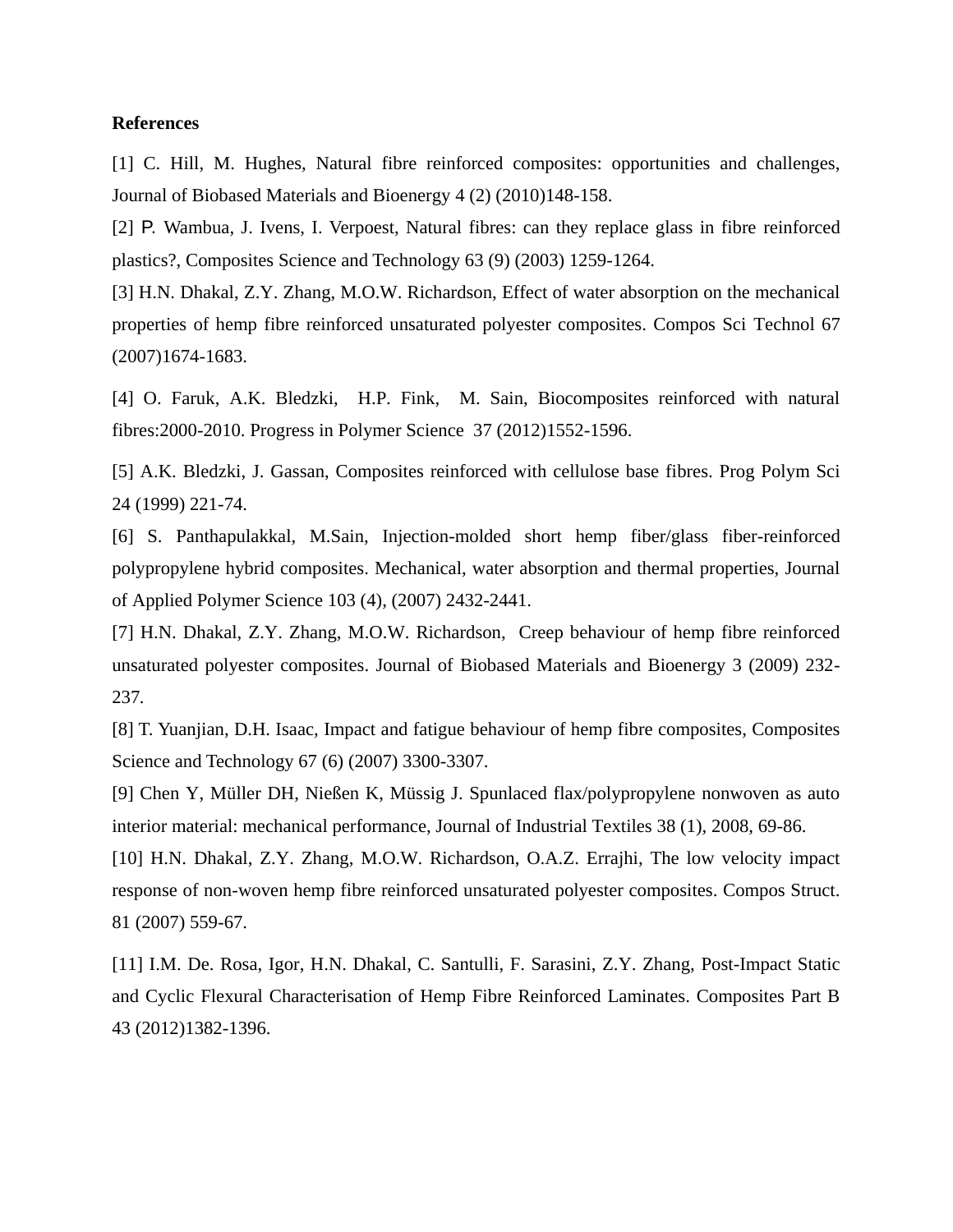**References**

[1] C. Hill, M. Hughes, Natural fibre reinforced composites: opportunities and challenges, Journal of Biobased Materials and Bioenergy 4 (2) (2010)148-158.

[2] P. Wambua, J. Ivens, I. Verpoest, Natural fibres: can they replace glass in fibre reinforced plastics?, Composites Science and Technology 63 (9) (2003) 1259-1264.

[3] H.N. Dhakal, Z.Y. Zhang, M.O.W. Richardson, Effect of water absorption on the mechanical properties of hemp fibre reinforced unsaturated polyester composites. Compos Sci Technol 67 (2007)1674-1683.

[4] O. Faruk, A.K. Bledzki, H.P. Fink, M. Sain, Biocomposites reinforced with natural fibres:2000-2010. Progress in Polymer Science 37 (2012)1552-1596.

[5] A.K. Bledzki, J. Gassan, Composites reinforced with cellulose base fibres. Prog Polym Sci 24 (1999) 221-74.

[6] S. Panthapulakkal, M.Sain, Injection-molded short hemp fiber/glass fiber-reinforced polypropylene hybrid composites. Mechanical, water absorption and thermal properties, Journal of Applied Polymer Science 103 (4), (2007) 2432-2441.

[7] H.N. Dhakal, Z.Y. Zhang, M.O.W. Richardson, Creep behaviour of hemp fibre reinforced unsaturated polyester composites. Journal of Biobased Materials and Bioenergy 3 (2009) 232-237.

[8] T. Yuanjian, D.H. Isaac, Impact and fatigue behaviour of hemp fibre composites, Composites Science and Technology 67 (6) (2007) 3300-3307.

[9] Chen Y, Müller DH, Nießen K, Müssig J. Spunlaced flax/polypropylene nonwoven as auto interior material: mechanical performance, Journal of Industrial Textiles 38 (1), 2008, 69-86.

[10] H.N. Dhakal, Z.Y. Zhang, M.O.W. Richardson, O.A.Z. Errajhi, The low velocity impact response of non-woven hemp fibre reinforced unsaturated polyester composites. Compos Struct. 81 (2007) 559-67.

[11] I.M. De. Rosa, Igor, H.N. Dhakal, C. Santulli, F. Sarasini, Z.Y. Zhang, Post-Impact Static and Cyclic Flexural Characterisation of Hemp Fibre Reinforced Laminates. Composites Part B 43 (2012)1382-1396.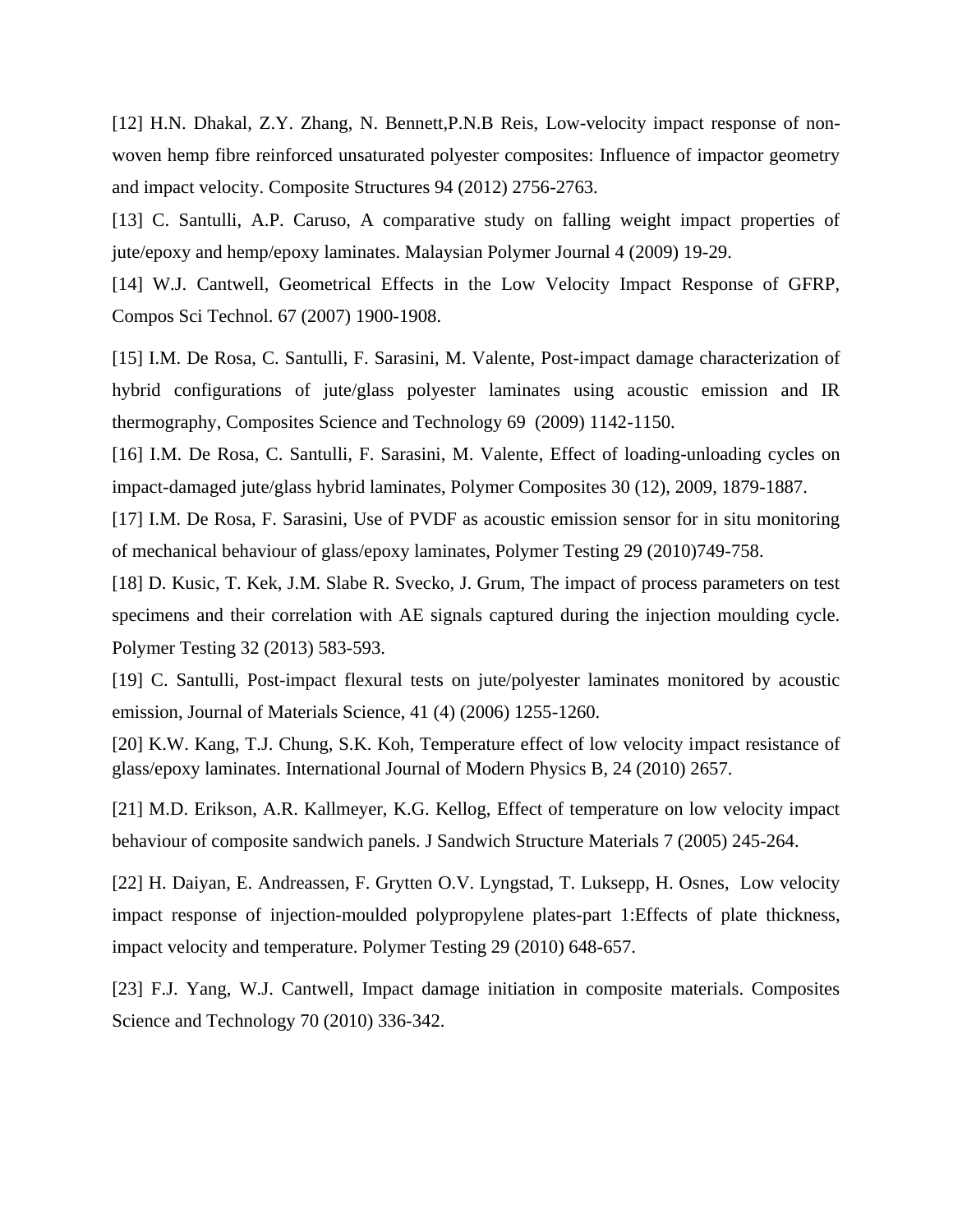[12] H.N. Dhakal, Z.Y. Zhang, N. Bennett,P.N.B Reis, Low-velocity impact response of non-woven hemp fibre reinforced unsaturated polyester composites: Influence of impactor geometry and impact velocity. Composite Structures 94 (2012) 2756-2763.

[13] C. Santulli, A.P. Caruso, A comparative study on falling weight impact properties of jute/epoxy and hemp/epoxy laminates. Malaysian Polymer Journal 4 (2009) 19-29.

[14] W.J. Cantwell, Geometrical Effects in the Low Velocity Impact Response of GFRP, Compos Sci Technol. 67 (2007) 1900-1908.

[15] I.M. De Rosa, C. Santulli, F. Sarasini, M. Valente, Post-impact damage characterization of hybrid configurations of jute/glass polyester laminates using acoustic emission and IR thermography, Composites Science and Technology 69 (2009) 1142-1150.

[16] I.M. De Rosa, C. Santulli, F. Sarasini, M. Valente, Effect of loading-unloading cycles on impact-damaged jute/glass hybrid laminates, Polymer Composites 30 (12), 2009, 1879-1887.

[17] I.M. De Rosa, F. Sarasini, Use of PVDF as acoustic emission sensor for in situ monitoring of mechanical behaviour of glass/epoxy laminates, Polymer Testing 29 (2010)749-758.

[18] D. Kusic, T. Kek, J.M. Slabe R. Svecko, J. Grum, The impact of process parameters on test specimens and their correlation with AE signals captured during the injection moulding cycle. Polymer Testing 32 (2013) 583-593.

[19] C. Santulli, Post-impact flexural tests on jute/polyester laminates monitored by acoustic emission, Journal of Materials Science, 41 (4) (2006) 1255-1260.

[20] K.W. Kang, T.J. Chung, S.K. Koh, Temperature effect of low velocity impact resistance of glass/epoxy laminates. International Journal of Modern Physics B, 24 (2010) 2657.

[21] M.D. Erikson, A.R. Kallmeyer, K.G. Kellog, Effect of temperature on low velocity impact behaviour of composite sandwich panels. J Sandwich Structure Materials 7 (2005) 245-264.

[22] H. Daiyan, E. Andreassen, F. Grytten O.V. Lyngstad, T. Luksepp, H. Osnes, Low velocity impact response of injection-moulded polypropylene plates-part 1:Effects of plate thickness, impact velocity and temperature. Polymer Testing 29 (2010) 648-657.

[23] F.J. Yang, W.J. Cantwell, Impact damage initiation in composite materials. Composites Science and Technology 70 (2010) 336-342.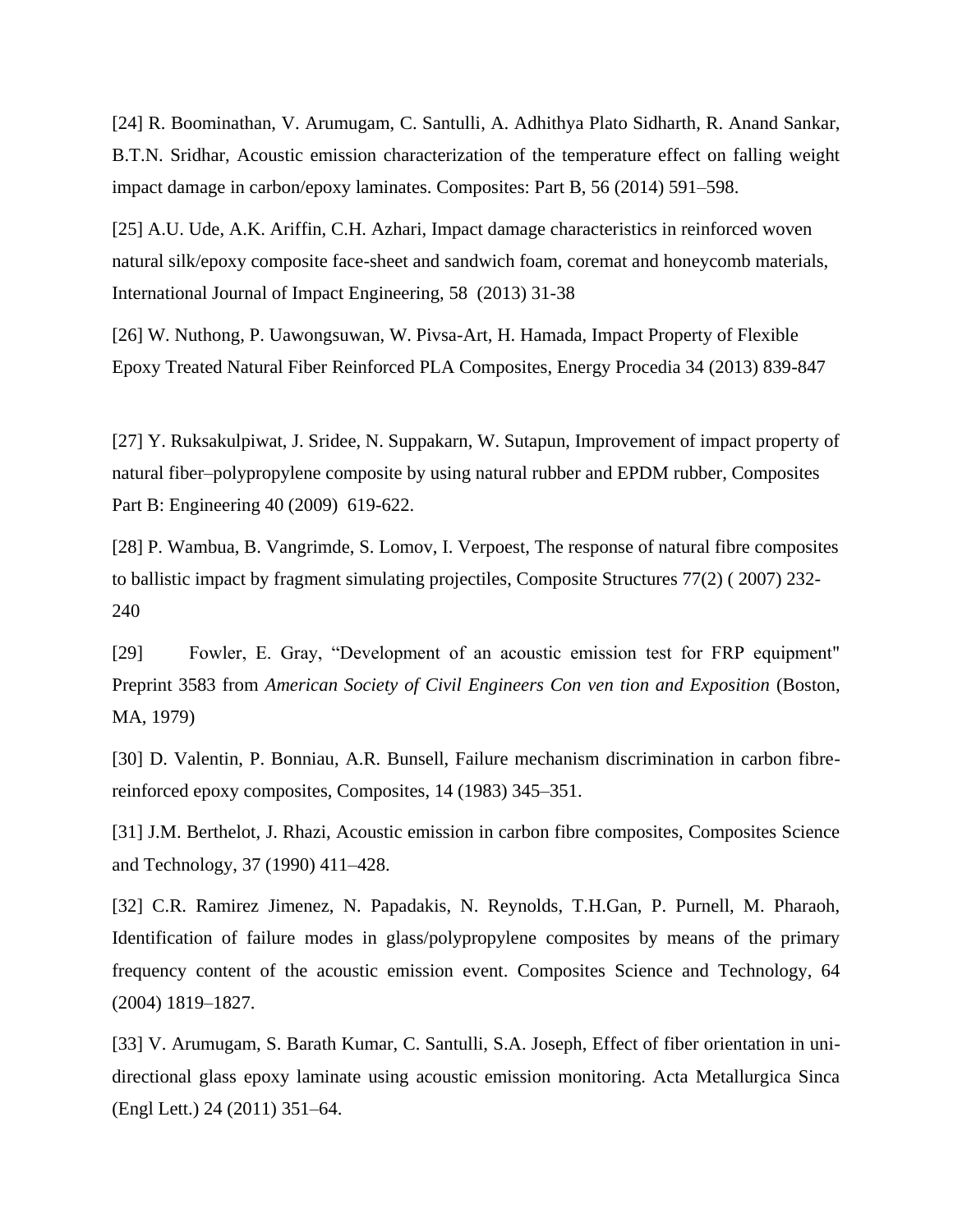[24] R. Boominathan, V. Arumugam, C. Santulli, A. Adhithya Plato Sidharth, R. Anand Sankar, B.T.N. Sridhar, Acoustic emission characterization of the temperature effect on falling weight impact damage in carbon/epoxy laminates. Composites: Part B, 56 (2014) 591–598.

[25] A.U. Ude, A.K. Ariffin, C.H. Azhari, Impact damage characteristics in reinforced woven natural silk/epoxy composite face-sheet and sandwich foam, coremat and honeycomb materials, International Journal of Impact Engineering, 58 (2013) 31-38

[26] W. Nuthong, P. Uawongsuwan, W. Pivsa-Art, H. Hamada, Impact Property of Flexible Epoxy Treated Natural Fiber Reinforced PLA Composites, Energy Procedia 34 (2013) 839-847

[27] Y. Ruksakulpiwat, J. Sridee, N. Suppakarn, W. Sutapun, Improvement of impact property of natural fiber–polypropylene composite by using natural rubber and EPDM rubber, Composites Part B: Engineering 40 (2009) 619-622.

[28] P. Wambua, B. Vangrimde, S. Lomov, I. Verpoest, The response of natural fibre composites to ballistic impact by fragment simulating projectiles, Composite Structures 77(2) ( 2007) 232-240

[29] Fowler, E. Gray, "Development of an acoustic emission test for FRP equipment" Preprint 3583 from *American Society of Civil Engineers Con ven tion and Exposition* (Boston, MA, 1979)

[30] D. Valentin, P. Bonniau, A.R. Bunsell, Failure mechanism discrimination in carbon fibre-reinforced epoxy composites, Composites, 14 (1983) 345–351.

[31] J.M. Berthelot, J. Rhazi, Acoustic emission in carbon fibre composites, Composites Science and Technology, 37 (1990) 411–428.

[32] C.R. Ramirez Jimenez, N. Papadakis, N. Reynolds, T.H.Gan, P. Purnell, M. Pharaoh, Identification of failure modes in glass/polypropylene composites by means of the primary frequency content of the acoustic emission event. Composites Science and Technology, 64 (2004) 1819–1827.

[33] V. Arumugam, S. Barath Kumar, C. Santulli, S.A. Joseph, Effect of fiber orientation in uni-directional glass epoxy laminate using acoustic emission monitoring. Acta Metallurgica Sinca (Engl Lett.) 24 (2011) 351–64.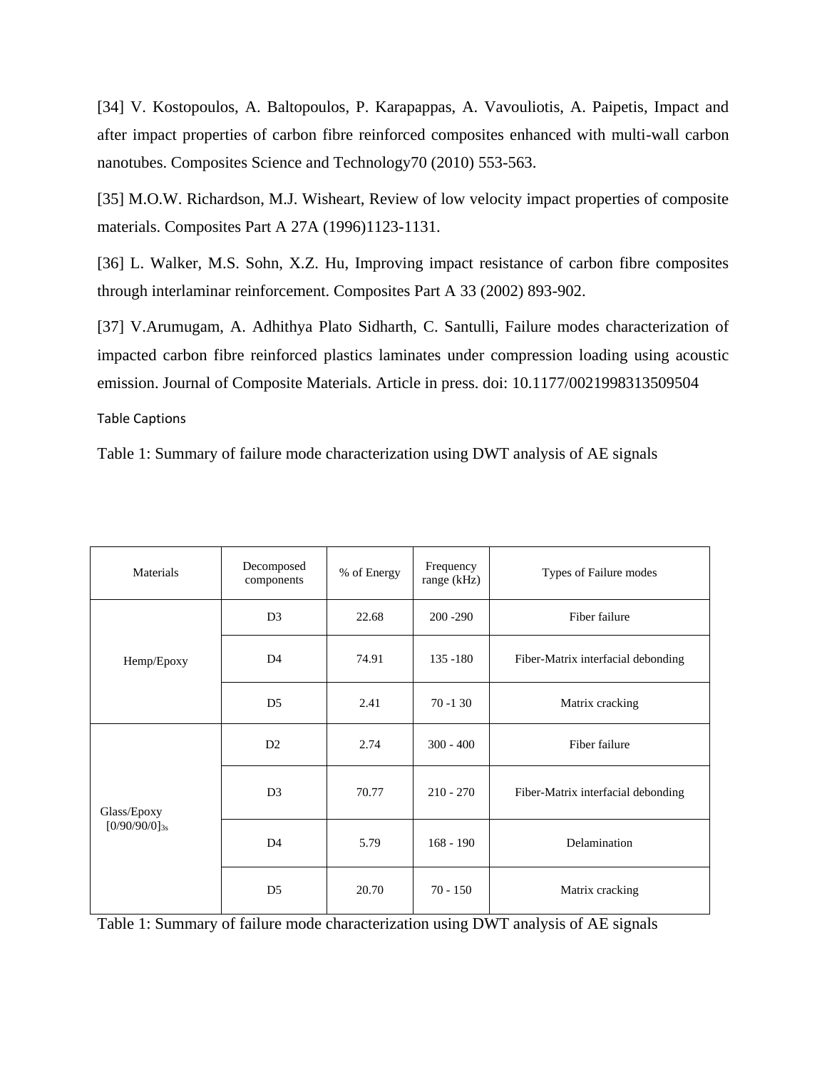[34] V. Kostopoulos, A. Baltopoulos, P. Karapappas, A. Vavouliotis, A. Paipetis, Impact and after impact properties of carbon fibre reinforced composites enhanced with multi-wall carbon nanotubes. Composites Science and Technology70 (2010) 553-563.

[35] M.O.W. Richardson, M.J. Wisheart, Review of low velocity impact properties of composite materials. Composites Part A 27A (1996)1123-1131.

[36] L. Walker, M.S. Sohn, X.Z. Hu, Improving impact resistance of carbon fibre composites through interlaminar reinforcement. Composites Part A 33 (2002) 893-902.

[37] V.Arumugam, A. Adhithya Plato Sidharth, C. Santulli, Failure modes characterization of impacted carbon fibre reinforced plastics laminates under compression loading using acoustic emission. Journal of Composite Materials. Article in press. doi: 10.1177/0021998313509504

Table Captions

Table 1: Summary of failure mode characterization using DWT analysis of AE signals

| Materials | Decomposed components | % of Energy | Frequency range (kHz) | Types of Failure modes |
|---|---|---|---|---|
| Hemp/Epoxy | D3 | 22.68 | 200 -290 | Fiber failure |
| | D4 | 74.91 | 135 -180 | Fiber-Matrix interfacial debonding |
| | D5 | 2.41 | 70 -1 30 | Matrix cracking |
| Glass/Epoxy $[0/90/90/0]_{3s}$ | D2 | 2.74 | 300 - 400 | Fiber failure |
| | D3 | 70.77 | 210 - 270 | Fiber-Matrix interfacial debonding |
| | D4 | 5.79 | 168 - 190 | Delamination |
| | D5 | 20.70 | 70 - 150 | Matrix cracking |

Table 1: Summary of failure mode characterization using DWT analysis of AE signals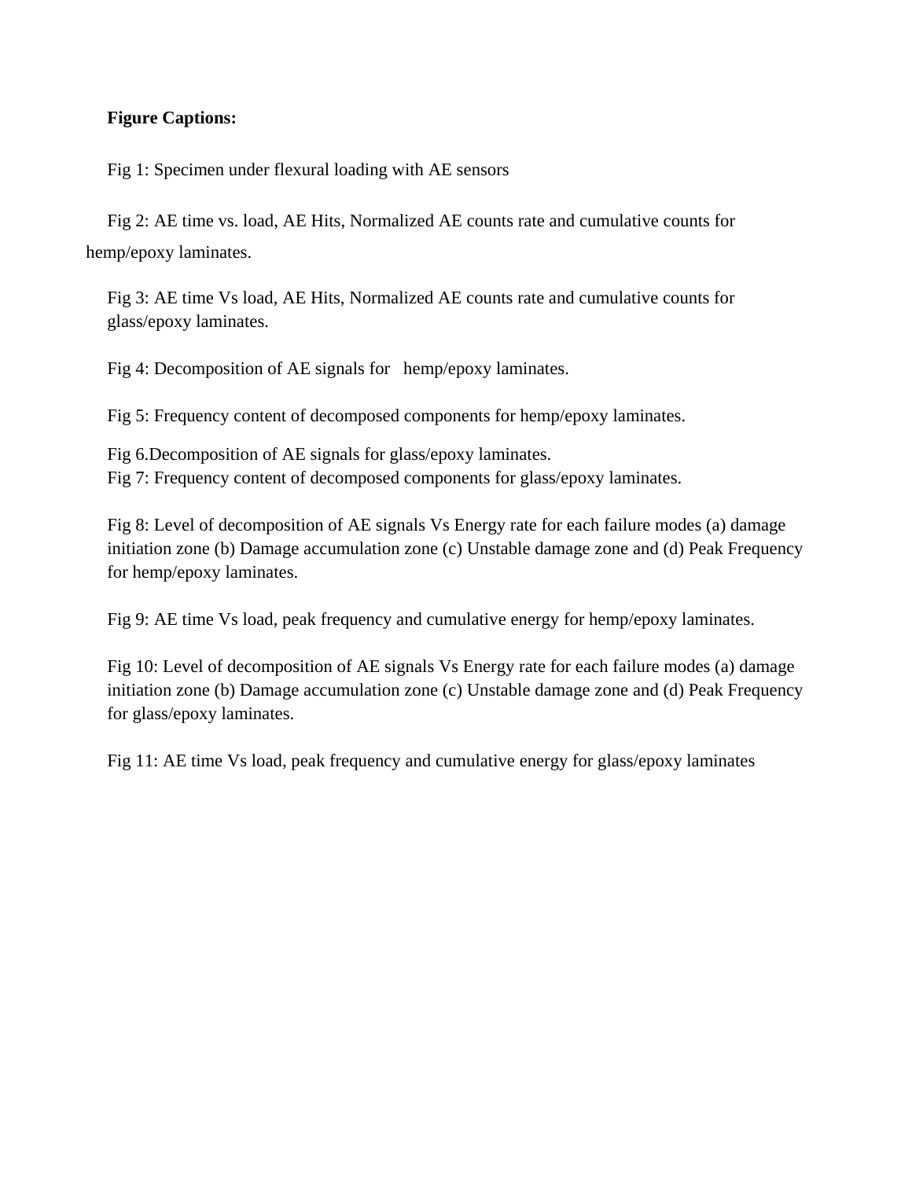**Figure Captions:**

Fig 1: Specimen under flexural loading with AE sensors

Fig 2: AE time vs. load, AE Hits, Normalized AE counts rate and cumulative counts for hemp/epoxy laminates.

Fig 3: AE time Vs load, AE Hits, Normalized AE counts rate and cumulative counts for glass/epoxy laminates.

Fig 4: Decomposition of AE signals for hemp/epoxy laminates.

Fig 5: Frequency content of decomposed components for hemp/epoxy laminates.

Fig 6.Decomposition of AE signals for glass/epoxy laminates.

Fig 7: Frequency content of decomposed components for glass/epoxy laminates.

Fig 8: Level of decomposition of AE signals Vs Energy rate for each failure modes (a) damage initiation zone (b) Damage accumulation zone (c) Unstable damage zone and (d) Peak Frequency for hemp/epoxy laminates.

Fig 9: AE time Vs load, peak frequency and cumulative energy for hemp/epoxy laminates.

Fig 10: Level of decomposition of AE signals Vs Energy rate for each failure modes (a) damage initiation zone (b) Damage accumulation zone (c) Unstable damage zone and (d) Peak Frequency for glass/epoxy laminates.

Fig 11: AE time Vs load, peak frequency and cumulative energy for glass/epoxy laminates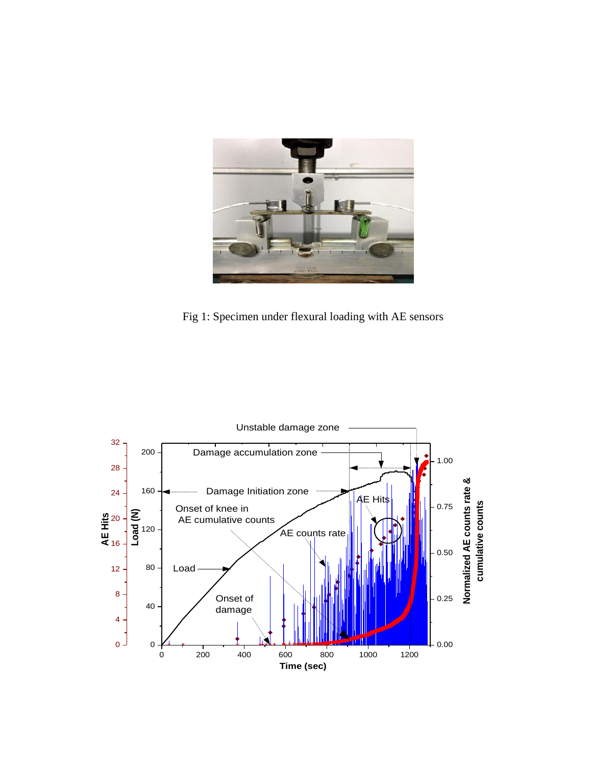Fig 1: Specimen under flexural loading with AE sensors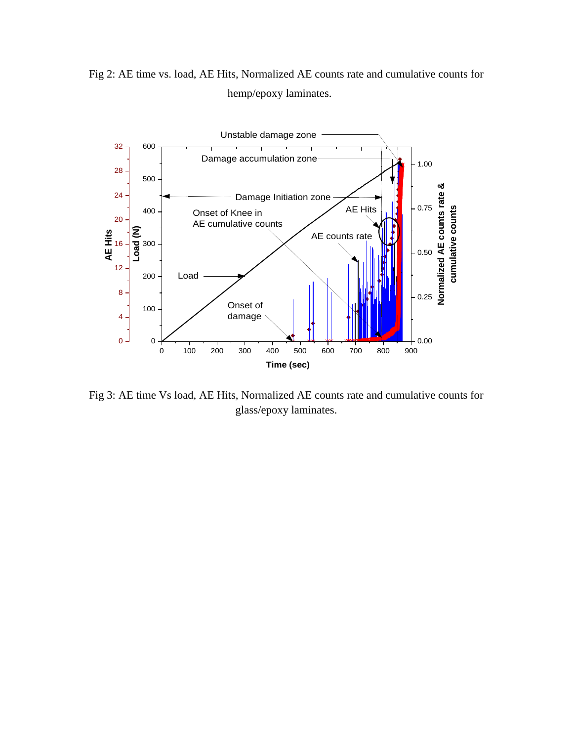Fig 2: AE time vs. load, AE Hits, Normalized AE counts rate and cumulative counts for hemp/epoxy laminates.

Fig 3: AE time Vs load, AE Hits, Normalized AE counts rate and cumulative counts for glass/epoxy laminates.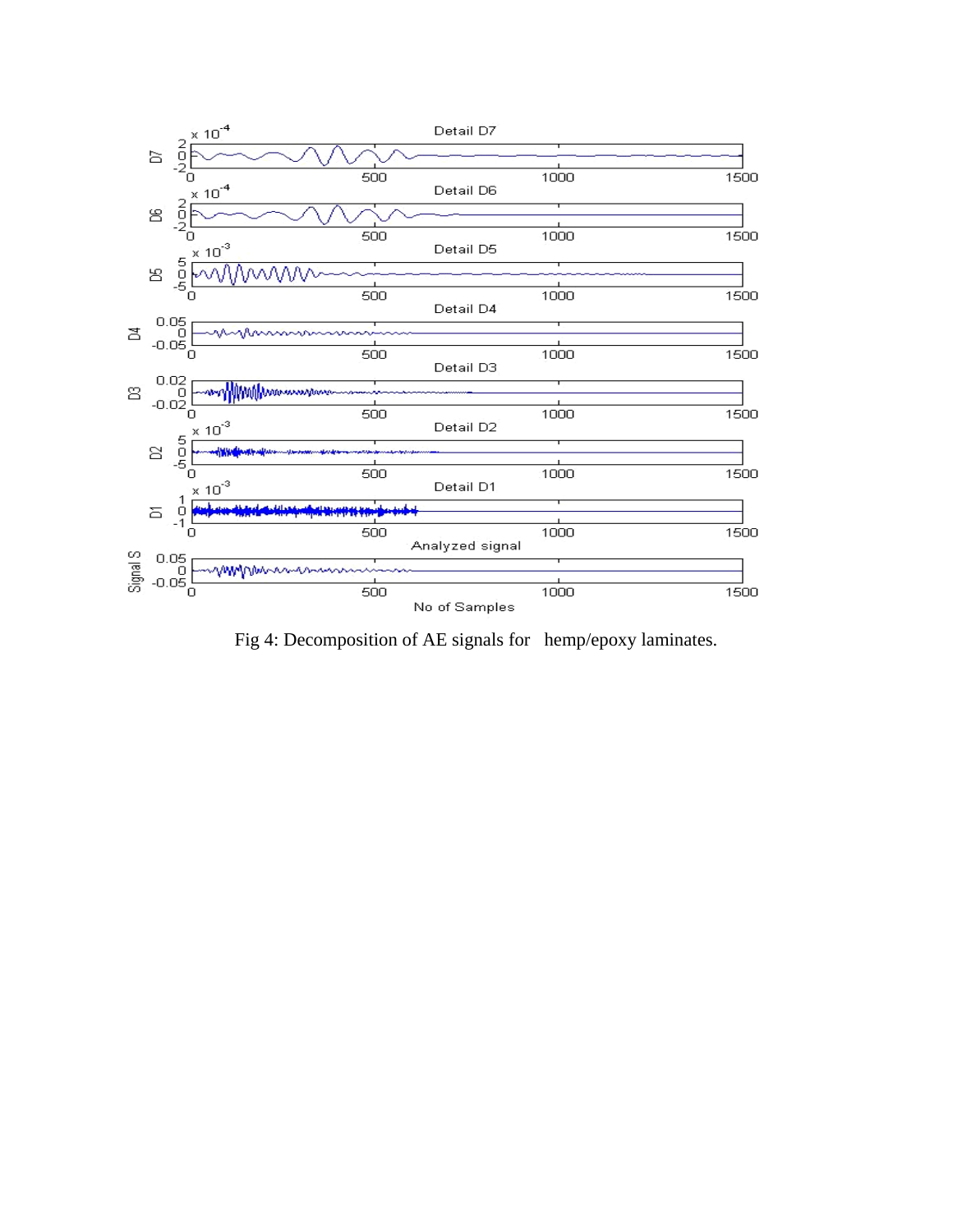Fig 4: Decomposition of AE signals for hemp/epoxy laminates.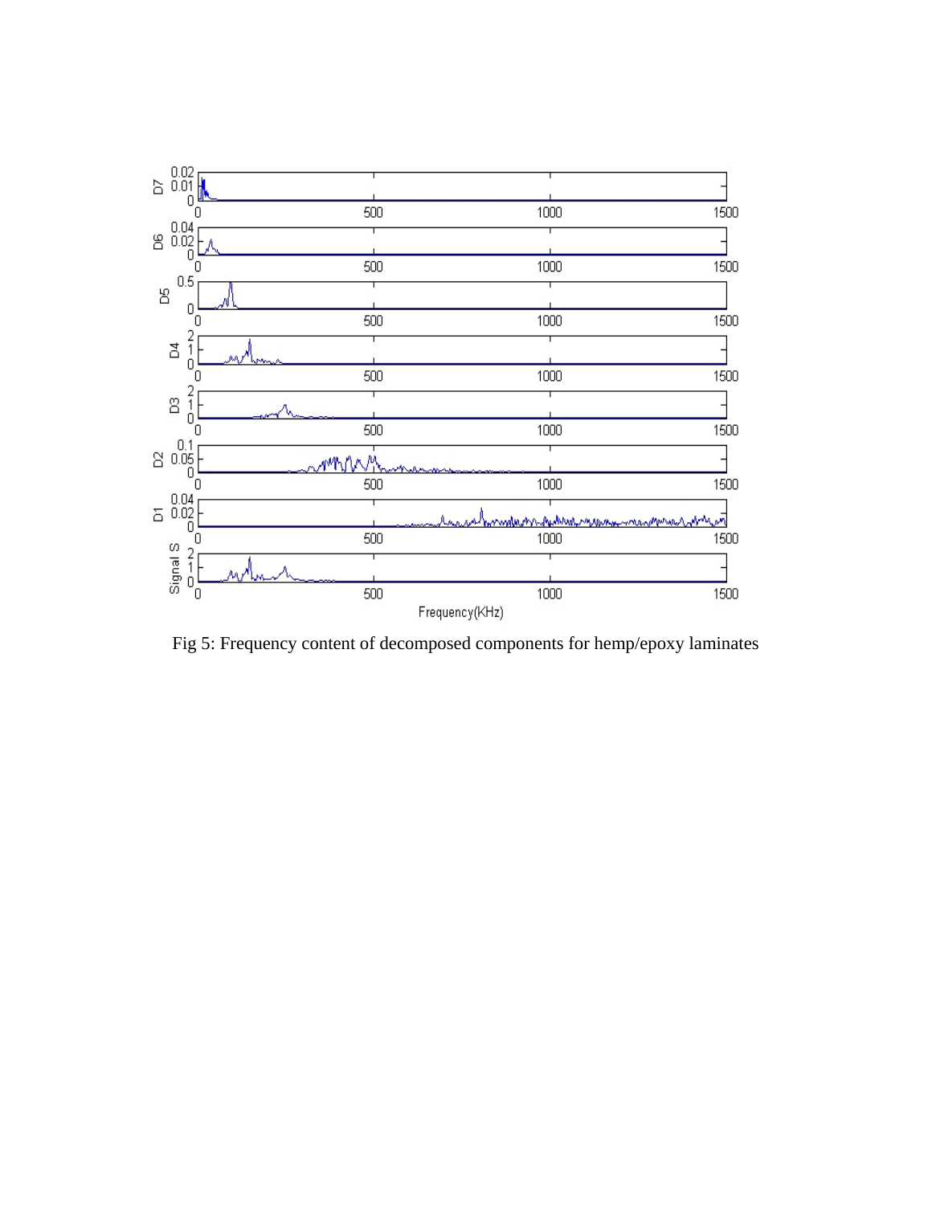Fig 5: Frequency content of decomposed components for hemp/epoxy laminates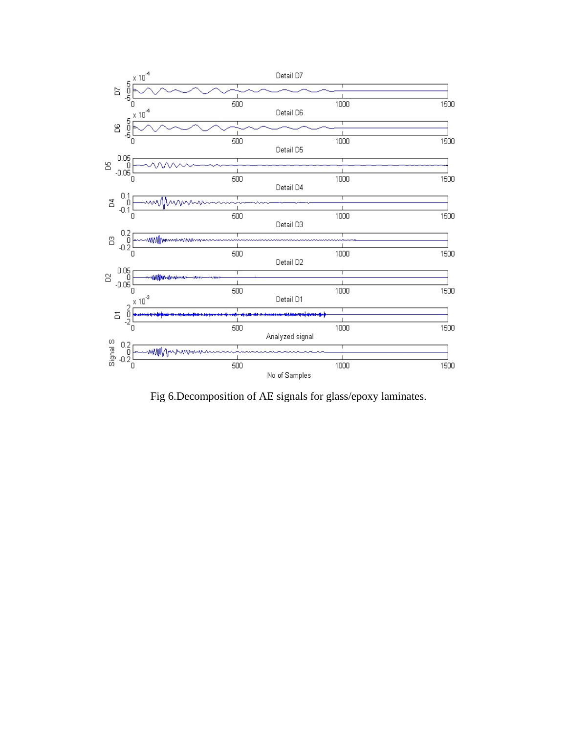Fig 6.Decomposition of AE signals for glass/epoxy laminates.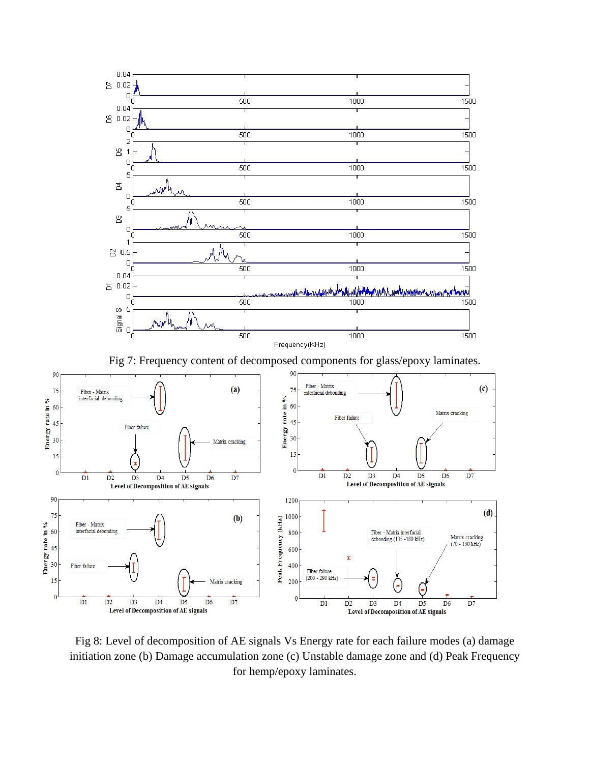Fig 7: Frequency content of decomposed components for glass/epoxy laminates.

Fig 8: Level of decomposition of AE signals Vs Energy rate for each failure modes (a) damage initiation zone (b) Damage accumulation zone (c) Unstable damage zone and (d) Peak Frequency for hemp/epoxy laminates.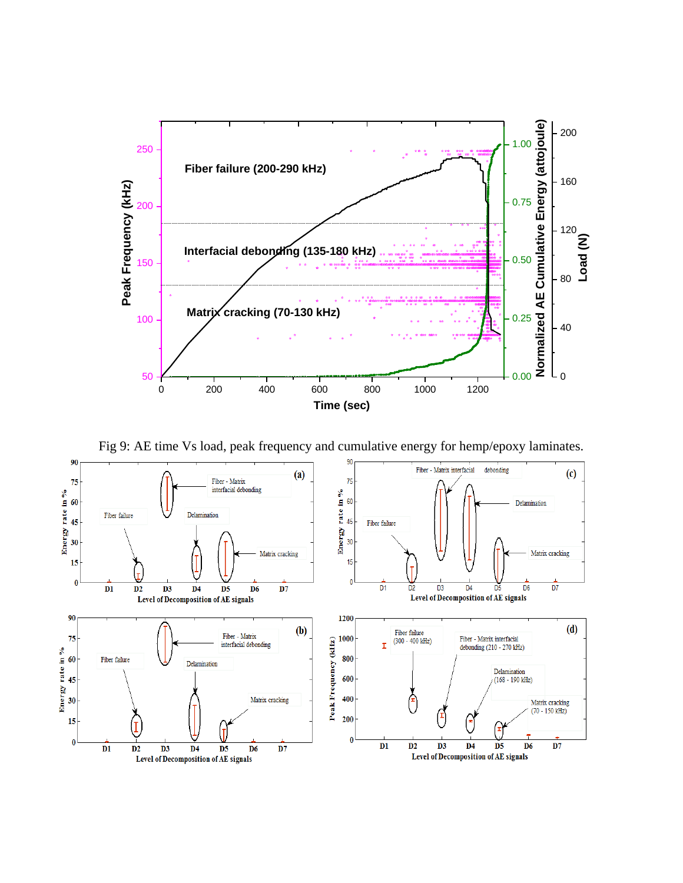Fig 9: AE time Vs load, peak frequency and cumulative energy for hemp/epoxy laminates.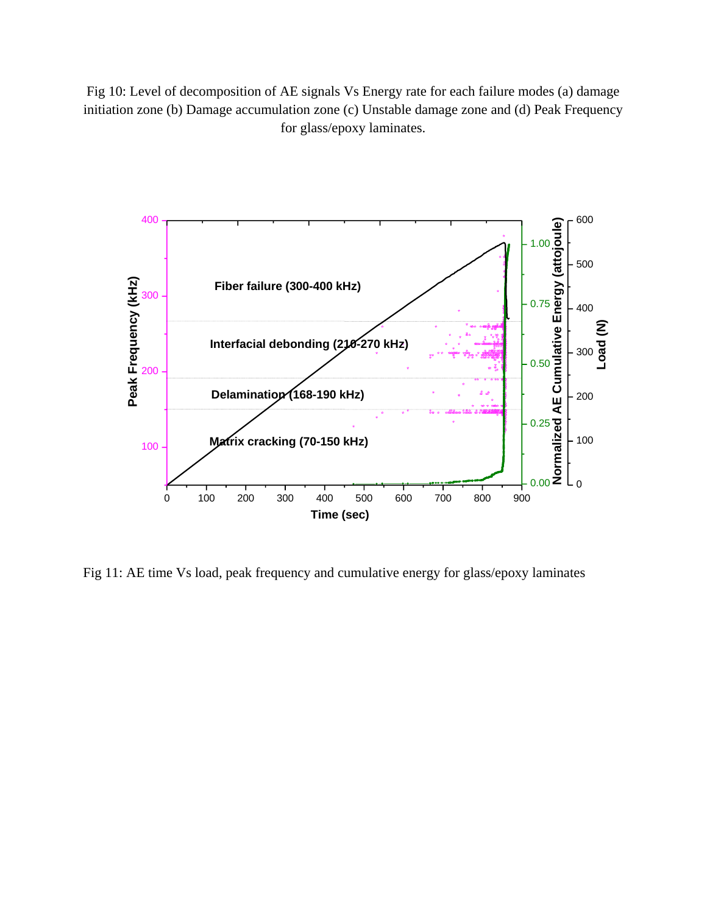Fig 10: Level of decomposition of AE signals Vs Energy rate for each failure modes (a) damage initiation zone (b) Damage accumulation zone (c) Unstable damage zone and (d) Peak Frequency for glass/epoxy laminates.

Peak Frequency (kHz)

400
300
200
100

Fiber failure (300-400 kHz)

Interfacial debonding (210-270 kHz)

Delamination (168-190 kHz)

Matrix cracking (70-150 kHz)

Time (sec)

0 100 200 300 400 500 600 700 800 900

Normalized AE Cumulative Energy (attojoule)

1.00
0.75
0.50
0.25
0.00

Load (N)

600
500
400
300
200
100
0

Fig 11: AE time Vs load, peak frequency and cumulative energy for glass/epoxy laminates